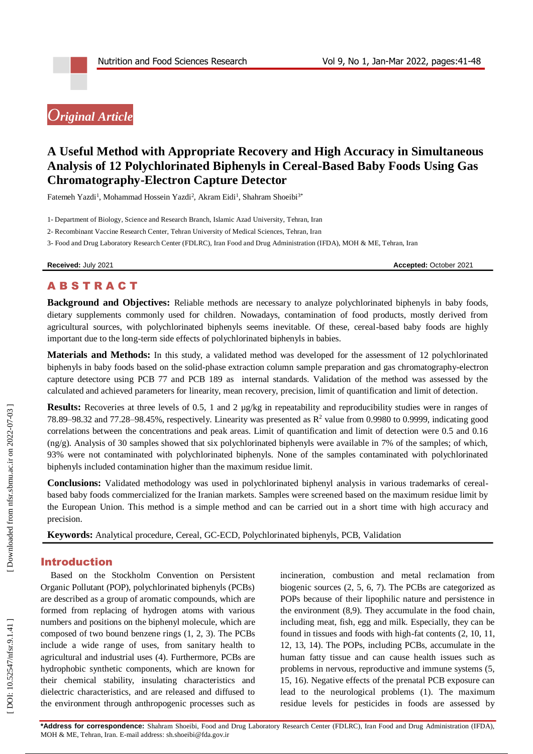*Original Article*

# A Useful Method with Appropriate Recovery and High Accuracy in Simultaneous Analysis of 12 Polychlorinated Biphenyls in Cereal-Based Baby Foods Using Gas Chromatography-Electron Capture Detector

Fatemeh Yazdi[1], Mohammad Hossein Yazdi[2], Akram Eidi[1], Shahram Shoeibi[3*]

1- Department of Biology, Science and Research Branch, Islamic Azad University, Tehran, Iran

2- Recombinant Vaccine Research Center, Tehran University of Medical Sciences, Tehran, Iran

3- Food and Drug Laboratory Research Center (FDLRC), Iran Food and Drug Administration (IFDA), MOH & ME, Tehran, Iran

**Received:** July 2021 **Accepted:** October 2021

## ABSTRACT

**Background and Objectives:** Reliable methods are necessary to analyze polychlorinated biphenyls in baby foods, dietary supplements commonly used for children. Nowadays, contamination of food products, mostly derived from agricultural sources, with polychlorinated biphenyls seems inevitable. Of these, cereal-based baby foods are highly important due to the long-term side effects of polychlorinated biphenyls in babies.

**Materials and Methods:** In this study, a validated method was developed for the assessment of 12 polychlorinated biphenyls in baby foods based on the solid-phase extraction column sample preparation and gas chromatography-electron capture detectore using PCB 77 and PCB 189 as internal standards. Validation of the method was assessed by the calculated and achieved parameters for linearity, mean recovery, precision, limit of quantification and limit of detection.

**Results:** Recoveries at three levels of 0.5, 1 and 2 µg/kg in repeatability and reproducibility studies were in ranges of 78.89–98.32 and 77.28–98.45%, respectively. Linearity was presented as $R^2$ value from 0.9980 to 0.9999, indicating good correlations between the concentrations and peak areas. Limit of quantification and limit of detection were 0.5 and 0.16 (ng/g). Analysis of 30 samples showed that six polychlorinated biphenyls were available in 7% of the samples; of which, 93% were not contaminated with polychlorinated biphenyls. None of the samples contaminated with polychlorinated biphenyls included contamination higher than the maximum residue limit.

**Conclusions:** Validated methodology was used in polychlorinated biphenyl analysis in various trademarks of cereal-based baby foods commercialized for the Iranian markets. Samples were screened based on the maximum residue limit by the European Union. This method is a simple method and can be carried out in a short time with high accuracy and precision.

**Keywords:** Analytical procedure, Cereal, GC-ECD, Polychlorinated biphenyls, PCB, Validation

## Introduction

Based on the Stockholm Convention on Persistent Organic Pollutant (POP), polychlorinated biphenyls (PCBs) are described as a group of aromatic compounds, which are formed from replacing of hydrogen atoms with various numbers and positions on the biphenyl molecule, which are composed of two bound benzene rings (1, 2, 3). The PCBs include a wide range of uses, from sanitary health to agricultural and industrial uses (4). Furthermore, PCBs are hydrophobic synthetic components, which are known for their chemical stability, insulating characteristics and dielectric characteristics, and are released and diffused to the environment through anthropogenic processes such as incineration, combustion and metal reclamation from biogenic sources (2, 5, 6, 7). The PCBs are categorized as POPs because of their lipophilic nature and persistence in the environment (8,9). They accumulate in the food chain, including meat, fish, egg and milk. Especially, they can be found in tissues and foods with high-fat contents (2, 10, 11, 12, 13, 14). The POPs, including PCBs, accumulate in the human fatty tissue and can cause health issues such as problems in nervous, reproductive and immune systems (5, 15, 16). Negative effects of the prenatal PCB exposure can lead to the neurological problems (1). The maximum residue levels for pesticides in foods are assessed by

**\*Address for correspondence:** Shahram Shoeibi, Food and Drug Laboratory Research Center (FDLRC), Iran Food and Drug Administration (IFDA), MOH & ME, Tehran, Iran. E-mail address: sh.shoeibi@fda.gov.ir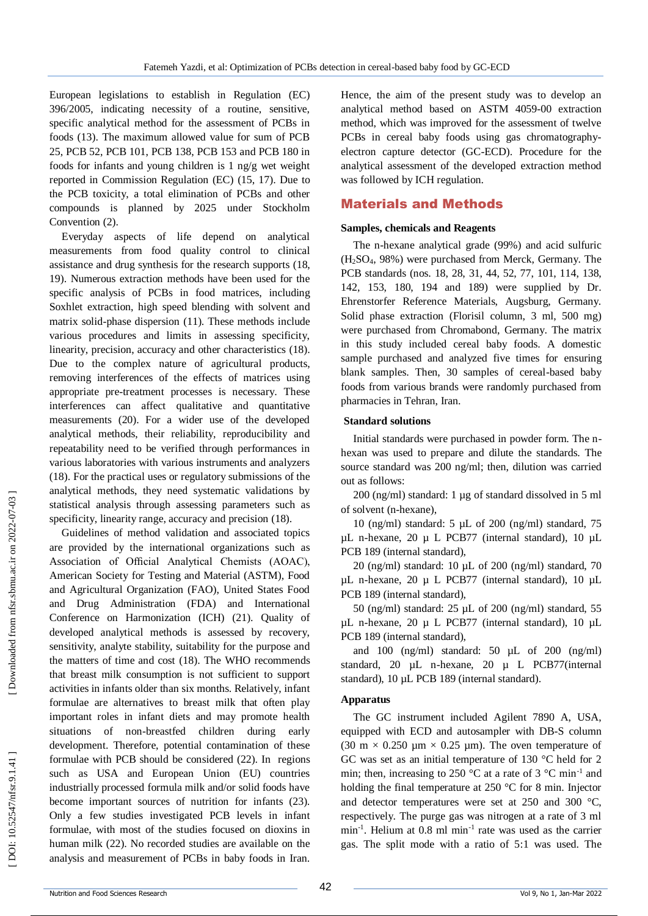European legislations to establish in Regulation (EC) 396/2005, indicating necessity of a routine, sensitive, specific analytical method for the assessment of PCBs in foods (13). The maximum allowed value for sum of PCB 25, PCB 52, PCB 101, PCB 138, PCB 153 and PCB 180 in foods for infants and young children is 1 ng/g wet weight reported in Commission Regulation (EC) (15, 17). Due to the PCB toxicity, a total elimination of PCBs and other compounds is planned by 2025 under Stockholm Convention (2).

Everyday aspects of life depend on analytical measurements from food quality control to clinical assistance and drug synthesis for the research supports (18, 19). Numerous extraction methods have been used for the specific analysis of PCBs in food matrices, including Soxhlet extraction, high speed blending with solvent and matrix solid-phase dispersion (11). These methods include various procedures and limits in assessing specificity, linearity, precision, accuracy and other characteristics (18). Due to the complex nature of agricultural products, removing interferences of the effects of matrices using appropriate pre-treatment processes is necessary. These interferences can affect qualitative and quantitative measurements (20). For a wider use of the developed analytical methods, their reliability, reproducibility and repeatability need to be verified through performances in various laboratories with various instruments and analyzers (18). For the practical uses or regulatory submissions of the analytical methods, they need systematic validations by statistical analysis through assessing parameters such as specificity, linearity range, accuracy and precision (18).

Guidelines of method validation and associated topics are provided by the international organizations such as Association of Official Analytical Chemists (AOAC), American Society for Testing and Material (ASTM), Food and Agricultural Organization (FAO), United States Food and Drug Administration (FDA) and International Conference on Harmonization (ICH) (21). Quality of developed analytical methods is assessed by recovery, sensitivity, analyte stability, suitability for the purpose and the matters of time and cost (18). The WHO recommends that breast milk consumption is not sufficient to support activities in infants older than six months. Relatively, infant formulae are alternatives to breast milk that often play important roles in infant diets and may promote health situations of non-breastfed children during early development. Therefore, potential contamination of these formulae with PCB should be considered (22). In regions such as USA and European Union (EU) countries industrially processed formula milk and/or solid foods have become important sources of nutrition for infants (23). Only a few studies investigated PCB levels in infant formulae, with most of the studies focused on dioxins in human milk (22). No recorded studies are available on the analysis and measurement of PCBs in baby foods in Iran. Hence, the aim of the present study was to develop an analytical method based on ASTM 4059-00 extraction method, which was improved for the assessment of twelve PCBs in cereal baby foods using gas chromatography-electron capture detector (GC-ECD). Procedure for the analytical assessment of the developed extraction method was followed by ICH regulation.

## Materials and Methods

### Samples, chemicals and Reagents

The n-hexane analytical grade (99%) and acid sulfuric ($H_2SO_4$, 98%) were purchased from Merck, Germany. The PCB standards (nos. 18, 28, 31, 44, 52, 77, 101, 114, 138, 142, 153, 180, 194 and 189) were supplied by Dr. Ehrenstorfer Reference Materials, Augsburg, Germany. Solid phase extraction (Florisil column, 3 ml, 500 mg) were purchased from Chromabond, Germany. The matrix in this study included cereal baby foods. A domestic sample purchased and analyzed five times for ensuring blank samples. Then, 30 samples of cereal-based baby foods from various brands were randomly purchased from pharmacies in Tehran, Iran.

### Standard solutions

Initial standards were purchased in powder form. The n-hexan was used to prepare and dilute the standards. The source standard was 200 ng/ml; then, dilution was carried out as follows:

200 (ng/ml) standard: 1 µg of standard dissolved in 5 ml of solvent (n-hexane),

10 (ng/ml) standard: 5 µL of 200 (ng/ml) standard, 75 µL n-hexane, 20 µ L PCB77 (internal standard), 10 µL PCB 189 (internal standard),

20 (ng/ml) standard: 10 µL of 200 (ng/ml) standard, 70 µL n-hexane, 20 µ L PCB77 (internal standard), 10 µL PCB 189 (internal standard),

50 (ng/ml) standard: 25 µL of 200 (ng/ml) standard, 55 µL n-hexane, 20 µ L PCB77 (internal standard), 10 µL PCB 189 (internal standard),

and 100 (ng/ml) standard: 50 µL of 200 (ng/ml) standard, 20 µL n-hexane, 20 µ L PCB77(internal standard), 10 µL PCB 189 (internal standard).

### Apparatus

The GC instrument included Agilent 7890 A, USA, equipped with ECD and autosampler with DB-S column (30 m × 0.250 µm × 0.25 µm). The oven temperature of GC was set as an initial temperature of 130 °C held for 2 min; then, increasing to 250 °C at a rate of 3 °C $min^{-1}$ and holding the final temperature at 250 °C for 8 min. Injector and detector temperatures were set at 250 and 300 °C, respectively. The purge gas was nitrogen at a rate of 3 ml $min^{-1}$. Helium at 0.8 ml $min^{-1}$ rate was used as the carrier gas. The split mode with a ratio of 5:1 was used. The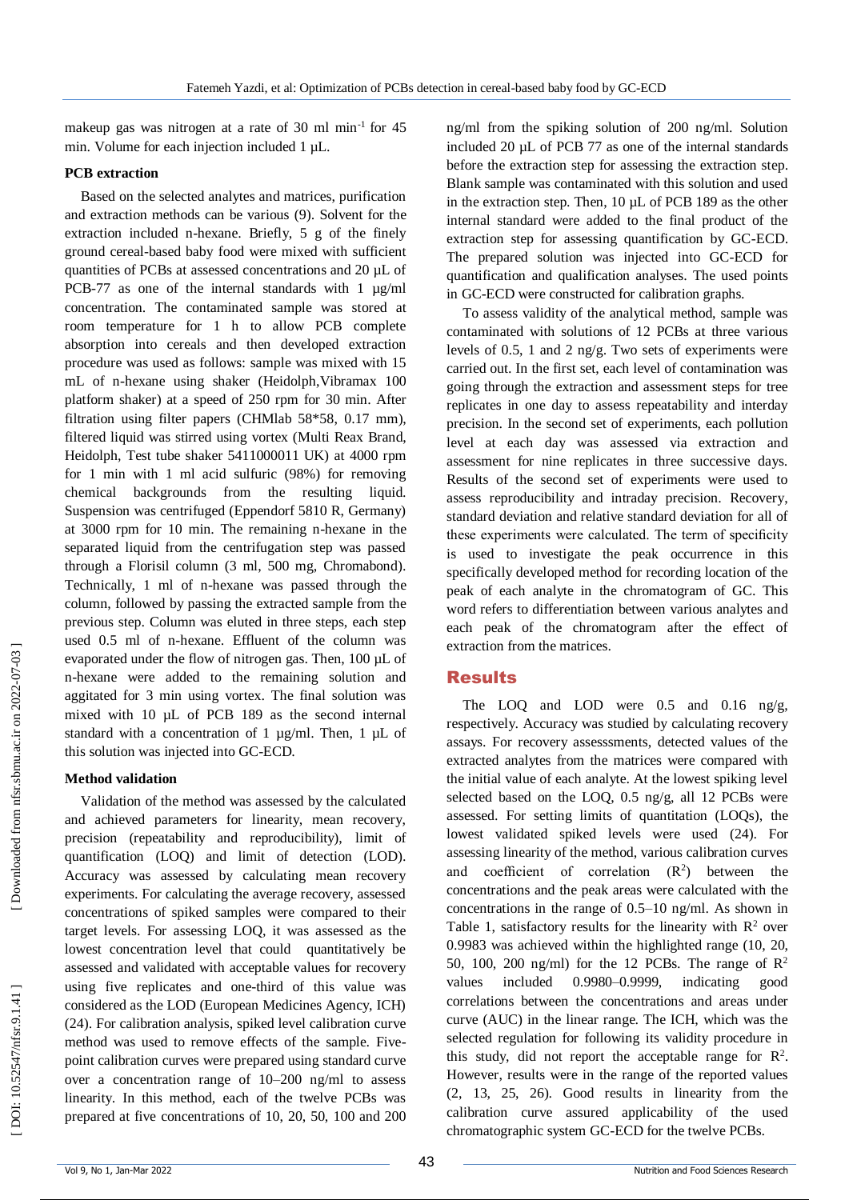makeup gas was nitrogen at a rate of 30 ml min$^{-1}$ for 45 min. Volume for each injection included 1 µL.

**PCB extraction**

Based on the selected analytes and matrices, purification and extraction methods can be various (9). Solvent for the extraction included n-hexane. Briefly, 5 g of the finely ground cereal-based baby food were mixed with sufficient quantities of PCBs at assessed concentrations and 20 µL of PCB-77 as one of the internal standards with 1 µg/ml concentration. The contaminated sample was stored at room temperature for 1 h to allow PCB complete absorption into cereals and then developed extraction procedure was used as follows: sample was mixed with 15 mL of n-hexane using shaker (Heidolph,Vibramax 100 platform shaker) at a speed of 250 rpm for 30 min. After filtration using filter papers (CHMlab 58*58, 0.17 mm), filtered liquid was stirred using vortex (Multi Reax Brand, Heidolph, Test tube shaker 5411000011 UK) at 4000 rpm for 1 min with 1 ml acid sulfuric (98%) for removing chemical backgrounds from the resulting liquid. Suspension was centrifuged (Eppendorf 5810 R, Germany) at 3000 rpm for 10 min. The remaining n-hexane in the separated liquid from the centrifugation step was passed through a Florisil column (3 ml, 500 mg, Chromabond). Technically, 1 ml of n-hexane was passed through the column, followed by passing the extracted sample from the previous step. Column was eluted in three steps, each step used 0.5 ml of n-hexane. Effluent of the column was evaporated under the flow of nitrogen gas. Then, 100 µL of n-hexane were added to the remaining solution and aggitated for 3 min using vortex. The final solution was mixed with 10 µL of PCB 189 as the second internal standard with a concentration of 1 µg/ml. Then, 1 µL of this solution was injected into GC-ECD.

**Method validation**

Validation of the method was assessed by the calculated and achieved parameters for linearity, mean recovery, precision (repeatability and reproducibility), limit of quantification (LOQ) and limit of detection (LOD). Accuracy was assessed by calculating mean recovery experiments. For calculating the average recovery, assessed concentrations of spiked samples were compared to their target levels. For assessing LOQ, it was assessed as the lowest concentration level that could quantitatively be assessed and validated with acceptable values for recovery using five replicates and one-third of this value was considered as the LOD (European Medicines Agency, ICH) (24). For calibration analysis, spiked level calibration curve method was used to remove effects of the sample. Five-point calibration curves were prepared using standard curve over a concentration range of 10–200 ng/ml to assess linearity. In this method, each of the twelve PCBs was prepared at five concentrations of 10, 20, 50, 100 and 200 ng/ml from the spiking solution of 200 ng/ml. Solution included 20 µL of PCB 77 as one of the internal standards before the extraction step for assessing the extraction step. Blank sample was contaminated with this solution and used in the extraction step. Then, 10 µL of PCB 189 as the other internal standard were added to the final product of the extraction step for assessing quantification by GC-ECD. The prepared solution was injected into GC-ECD for quantification and qualification analyses. The used points in GC-ECD were constructed for calibration graphs.

To assess validity of the analytical method, sample was contaminated with solutions of 12 PCBs at three various levels of 0.5, 1 and 2 ng/g. Two sets of experiments were carried out. In the first set, each level of contamination was going through the extraction and assessment steps for tree replicates in one day to assess repeatability and interday precision. In the second set of experiments, each pollution level at each day was assessed via extraction and assessment for nine replicates in three successive days. Results of the second set of experiments were used to assess reproducibility and intraday precision. Recovery, standard deviation and relative standard deviation for all of these experiments were calculated. The term of specificity is used to investigate the peak occurrence in this specifically developed method for recording location of the peak of each analyte in the chromatogram of GC. This word refers to differentiation between various analytes and each peak of the chromatogram after the effect of extraction from the matrices.

## Results

The LOQ and LOD were 0.5 and 0.16 ng/g, respectively. Accuracy was studied by calculating recovery assays. For recovery assesssments, detected values of the extracted analytes from the matrices were compared with the initial value of each analyte. At the lowest spiking level selected based on the LOQ, 0.5 ng/g, all 12 PCBs were assessed. For setting limits of quantitation (LOQs), the lowest validated spiked levels were used (24). For assessing linearity of the method, various calibration curves and coefficient of correlation ($R^2$) between the concentrations and the peak areas were calculated with the concentrations in the range of 0.5–10 ng/ml. As shown in Table 1, satisfactory results for the linearity with $R^2$ over 0.9983 was achieved within the highlighted range (10, 20, 50, 100, 200 ng/ml) for the 12 PCBs. The range of $R^2$ values included 0.9980–0.9999, indicating good correlations between the concentrations and areas under curve (AUC) in the linear range. The ICH, which was the selected regulation for following its validity procedure in this study, did not report the acceptable range for $R^2$. However, results were in the range of the reported values (2, 13, 25, 26). Good results in linearity from the calibration curve assured applicability of the used chromatographic system GC-ECD for the twelve PCBs.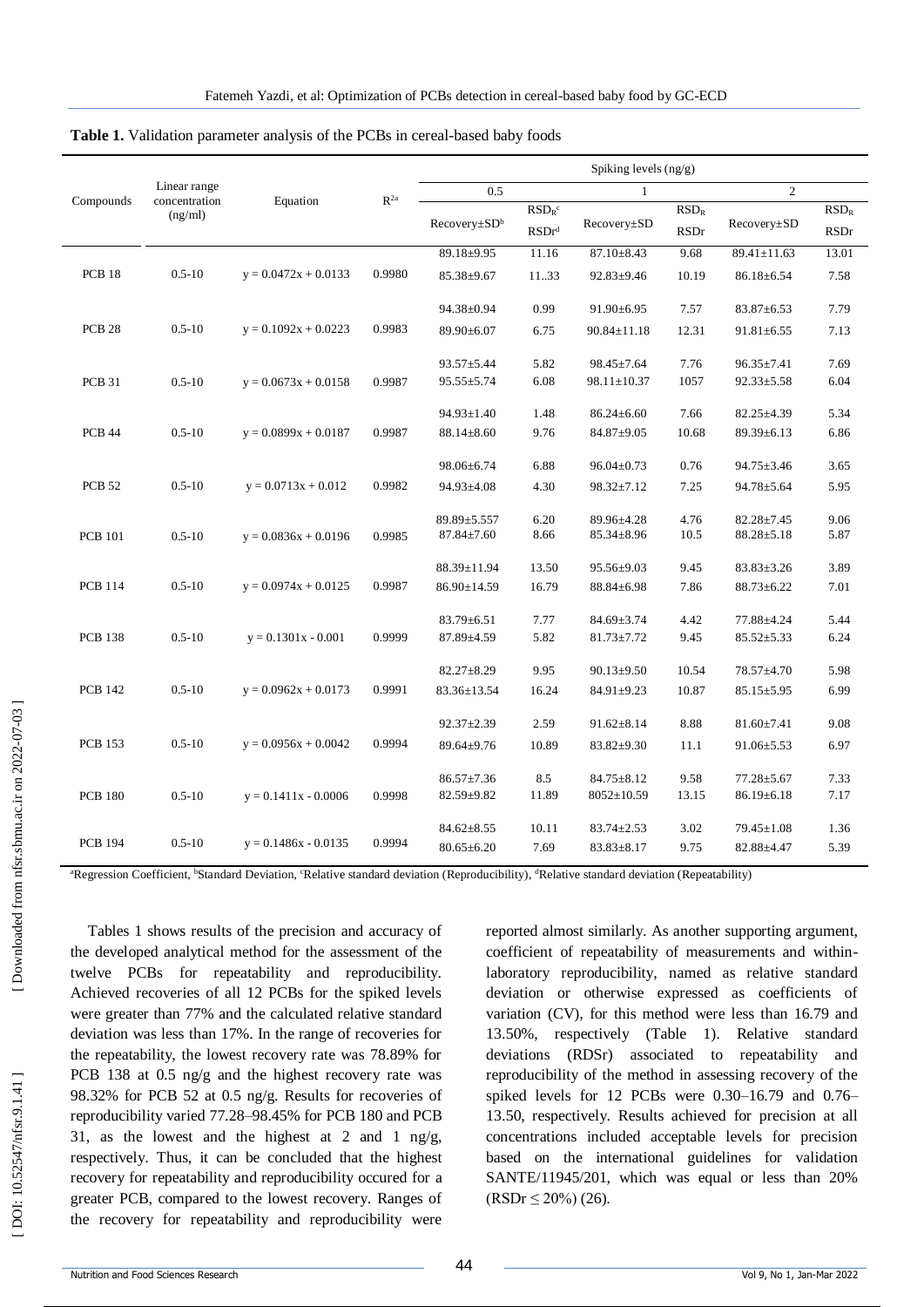**Table 1.** Validation parameter analysis of the PCBs in cereal-based baby foods

| Compounds | Linear range concentration (ng/ml) | Equation | $R^{2a}$ | Spiking levels (ng/g) | | | | | |
|---|---|---|---|---|---|---|---|---|---|
| | | | | 0.5 | | 1 | | 2 | |
| | | | | Recovery±SD[b] | $RSD_R$[c] / RSDr[d] | Recovery±SD | $RSD_R$ / RSDr | Recovery±SD | $RSD_R$ / RSDr |
| PCB 18 | 0.5-10 | y = 0.0472x + 0.0133 | 0.9980 | 89.18±9.95 | 11.16 | 87.10±8.43 | 9.68 | 89.41±11.63 | 13.01 |
| | | | | 85.38±9.67 | 11..33 | 92.83±9.46 | 10.19 | 86.18±6.54 | 7.58 |
| PCB 28 | 0.5-10 | y = 0.1092x + 0.0223 | 0.9983 | 94.38±0.94 | 0.99 | 91.90±6.95 | 7.57 | 83.87±6.53 | 7.79 |
| | | | | 89.90±6.07 | 6.75 | 90.84±11.18 | 12.31 | 91.81±6.55 | 7.13 |
| PCB 31 | 0.5-10 | y = 0.0673x + 0.0158 | 0.9987 | 93.57±5.44 | 5.82 | 98.45±7.64 | 7.76 | 96.35±7.41 | 7.69 |
| | | | | 95.55±5.74 | 6.08 | 98.11±10.37 | 1057 | 92.33±5.58 | 6.04 |
| PCB 44 | 0.5-10 | y = 0.0899x + 0.0187 | 0.9987 | 94.93±1.40 | 1.48 | 86.24±6.60 | 7.66 | 82.25±4.39 | 5.34 |
| | | | | 88.14±8.60 | 9.76 | 84.87±9.05 | 10.68 | 89.39±6.13 | 6.86 |
| PCB 52 | 0.5-10 | y = 0.0713x + 0.012 | 0.9982 | 98.06±6.74 | 6.88 | 96.04±0.73 | 0.76 | 94.75±3.46 | 3.65 |
| | | | | 94.93±4.08 | 4.30 | 98.32±7.12 | 7.25 | 94.78±5.64 | 5.95 |
| PCB 101 | 0.5-10 | y = 0.0836x + 0.0196 | 0.9985 | 89.89±5.557 | 6.20 | 89.96±4.28 | 4.76 | 82.28±7.45 | 9.06 |
| | | | | 87.84±7.60 | 8.66 | 85.34±8.96 | 10.5 | 88.28±5.18 | 5.87 |
| PCB 114 | 0.5-10 | y = 0.0974x + 0.0125 | 0.9987 | 88.39±11.94 | 13.50 | 95.56±9.03 | 9.45 | 83.83±3.26 | 3.89 |
| | | | | 86.90±14.59 | 16.79 | 88.84±6.98 | 7.86 | 88.73±6.22 | 7.01 |
| PCB 138 | 0.5-10 | y = 0.1301x - 0.001 | 0.9999 | 83.79±6.51 | 7.77 | 84.69±3.74 | 4.42 | 77.88±4.24 | 5.44 |
| | | | | 87.89±4.59 | 5.82 | 81.73±7.72 | 9.45 | 85.52±5.33 | 6.24 |
| PCB 142 | 0.5-10 | y = 0.0962x + 0.0173 | 0.9991 | 82.27±8.29 | 9.95 | 90.13±9.50 | 10.54 | 78.57±4.70 | 5.98 |
| | | | | 83.36±13.54 | 16.24 | 84.91±9.23 | 10.87 | 85.15±5.95 | 6.99 |
| PCB 153 | 0.5-10 | y = 0.0956x + 0.0042 | 0.9994 | 92.37±2.39 | 2.59 | 91.62±8.14 | 8.88 | 81.60±7.41 | 9.08 |
| | | | | 89.64±9.76 | 10.89 | 83.82±9.30 | 11.1 | 91.06±5.53 | 6.97 |
| PCB 180 | 0.5-10 | y = 0.1411x - 0.0006 | 0.9998 | 86.57±7.36 | 8.5 | 84.75±8.12 | 9.58 | 77.28±5.67 | 7.33 |
| | | | | 82.59±9.82 | 11.89 | 8052±10.59 | 13.15 | 86.19±6.18 | 7.17 |
| PCB 194 | 0.5-10 | y = 0.1486x - 0.0135 | 0.9994 | 84.62±8.55 | 10.11 | 83.74±2.53 | 3.02 | 79.45±1.08 | 1.36 |
| | | | | 80.65±6.20 | 7.69 | 83.83±8.17 | 9.75 | 82.88±4.47 | 5.39 |

[a]Regression Coefficient, [b]Standard Deviation, [c]Relative standard deviation (Reproducibility), [d]Relative standard deviation (Repeatability)

Tables 1 shows results of the precision and accuracy of the developed analytical method for the assessment of the twelve PCBs for repeatability and reproducibility. Achieved recoveries of all 12 PCBs for the spiked levels were greater than 77% and the calculated relative standard deviation was less than 17%. In the range of recoveries for the repeatability, the lowest recovery rate was 78.89% for PCB 138 at 0.5 ng/g and the highest recovery rate was 98.32% for PCB 52 at 0.5 ng/g. Results for recoveries of reproducibility varied 77.28–98.45% for PCB 180 and PCB 31, as the lowest and the highest at 2 and 1 ng/g, respectively. Thus, it can be concluded that the highest recovery for repeatability and reproducibility occured for a greater PCB, compared to the lowest recovery. Ranges of the recovery for repeatability and reproducibility were reported almost similarly. As another supporting argument, coefficient of repeatability of measurements and within-laboratory reproducibility, named as relative standard deviation or otherwise expressed as coefficients of variation (CV), for this method were less than 16.79 and 13.50%, respectively (Table 1). Relative standard deviations (RDSr) associated to repeatability and reproducibility of the method in assessing recovery of the spiked levels for 12 PCBs were 0.30–16.79 and 0.76–13.50, respectively. Results achieved for precision at all concentrations included acceptable levels for precision based on the international guidelines for validation SANTE/11945/201, which was equal or less than 20% (RSDr ≤ 20%) (26).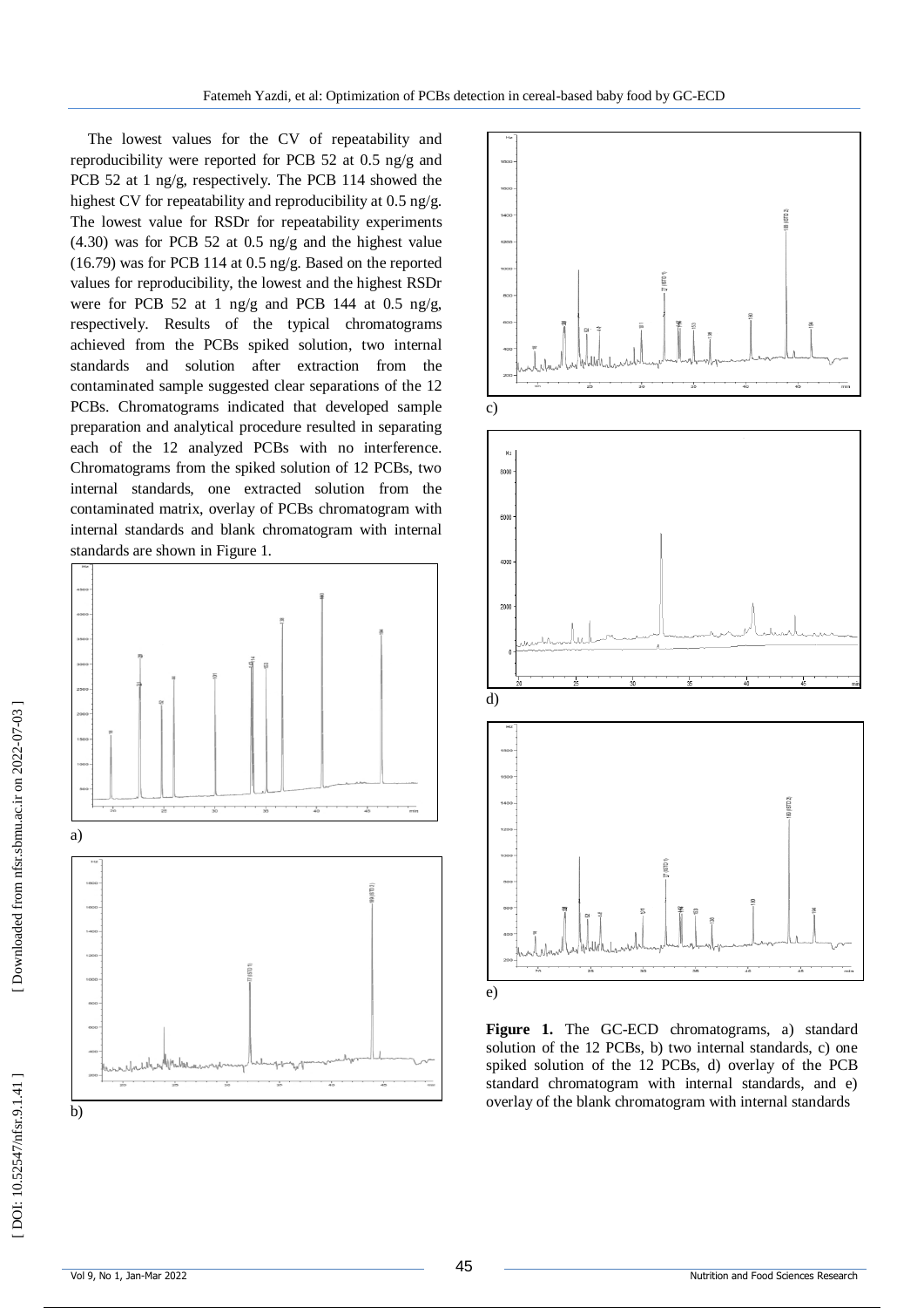The lowest values for the CV of repeatability and reproducibility were reported for PCB 52 at 0.5 ng/g and PCB 52 at 1 ng/g, respectively. The PCB 114 showed the highest CV for repeatability and reproducibility at 0.5 ng/g. The lowest value for RSDr for repeatability experiments (4.30) was for PCB 52 at 0.5 ng/g and the highest value (16.79) was for PCB 114 at 0.5 ng/g. Based on the reported values for reproducibility, the lowest and the highest RSDr were for PCB 52 at 1 ng/g and PCB 144 at 0.5 ng/g, respectively. Results of the typical chromatograms achieved from the PCBs spiked solution, two internal standards and solution after extraction from the contaminated sample suggested clear separations of the 12 PCBs. Chromatograms indicated that developed sample preparation and analytical procedure resulted in separating each of the 12 analyzed PCBs with no interference. Chromatograms from the spiked solution of 12 PCBs, two internal standards, one extracted solution from the contaminated matrix, overlay of PCBs chromatogram with internal standards and blank chromatogram with internal standards are shown in Figure 1.

**Figure 1.** The GC-ECD chromatograms, a) standard solution of the 12 PCBs, b) two internal standards, c) one spiked solution of the 12 PCBs, d) overlay of the PCB standard chromatogram with internal standards, and e) overlay of the blank chromatogram with internal standards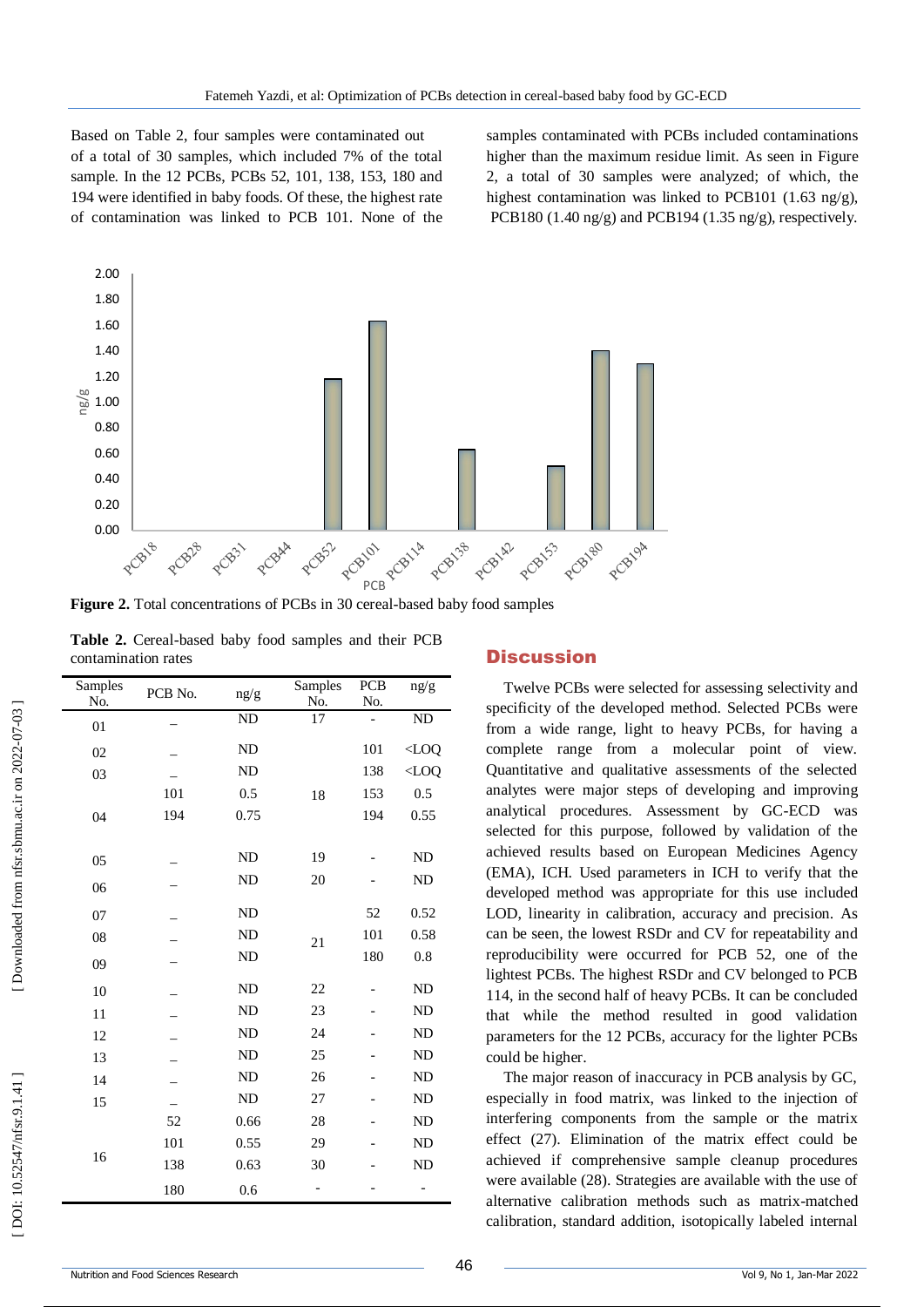Based on Table 2, four samples were contaminated out of a total of 30 samples, which included 7% of the total sample. In the 12 PCBs, PCBs 52, 101, 138, 153, 180 and 194 were identified in baby foods. Of these, the highest rate of contamination was linked to PCB 101. None of the samples contaminated with PCBs included contaminations higher than the maximum residue limit. As seen in Figure 2, a total of 30 samples were analyzed; of which, the highest contamination was linked to PCB101 (1.63 ng/g), PCB180 (1.40 ng/g) and PCB194 (1.35 ng/g), respectively.

**Figure 2.** Total concentrations of PCBs in 30 cereal-based baby food samples

**Table 2.** Cereal-based baby food samples and their PCB contamination rates

| Samples No. | PCB No. | ng/g | Samples No. | PCB No. | ng/g |
|---|---|---|---|---|---|
| 01 | – | ND | 17 | - | ND |
| 02 | – | ND | 18 | 101 | <LOQ |
| 03 | – | ND | | 138 | <LOQ |
| 04 | 101 | 0.5 | | 153 | 0.5 |
| | 194 | 0.75 | | 194 | 0.55 |
| 05 | – | ND | 19 | - | ND |
| 06 | – | ND | 20 | - | ND |
| 07 | – | ND | 21 | 52 | 0.52 |
| 08 | – | ND | | 101 | 0.58 |
| 09 | – | ND | | 180 | 0.8 |
| 10 | – | ND | 22 | - | ND |
| 11 | – | ND | 23 | - | ND |
| 12 | – | ND | 24 | - | ND |
| 13 | – | ND | 25 | - | ND |
| 14 | – | ND | 26 | - | ND |
| 15 | – | ND | 27 | - | ND |
| 16 | 52 | 0.66 | 28 | - | ND |
| | 101 | 0.55 | 29 | - | ND |
| | 138 | 0.63 | 30 | - | ND |
| | 180 | 0.6 | - | - | - |

## Discussion

Twelve PCBs were selected for assessing selectivity and specificity of the developed method. Selected PCBs were from a wide range, light to heavy PCBs, for having a complete range from a molecular point of view. Quantitative and qualitative assessments of the selected analytes were major steps of developing and improving analytical procedures. Assessment by GC-ECD was selected for this purpose, followed by validation of the achieved results based on European Medicines Agency (EMA), ICH. Used parameters in ICH to verify that the developed method was appropriate for this use included LOD, linearity in calibration, accuracy and precision. As can be seen, the lowest RSDr and CV for repeatability and reproducibility were occurred for PCB 52, one of the lightest PCBs. The highest RSDr and CV belonged to PCB 114, in the second half of heavy PCBs. It can be concluded that while the method resulted in good validation parameters for the 12 PCBs, accuracy for the lighter PCBs could be higher.

The major reason of inaccuracy in PCB analysis by GC, especially in food matrix, was linked to the injection of interfering components from the sample or the matrix effect (27). Elimination of the matrix effect could be achieved if comprehensive sample cleanup procedures were available (28). Strategies are available with the use of alternative calibration methods such as matrix-matched calibration, standard addition, isotopically labeled internal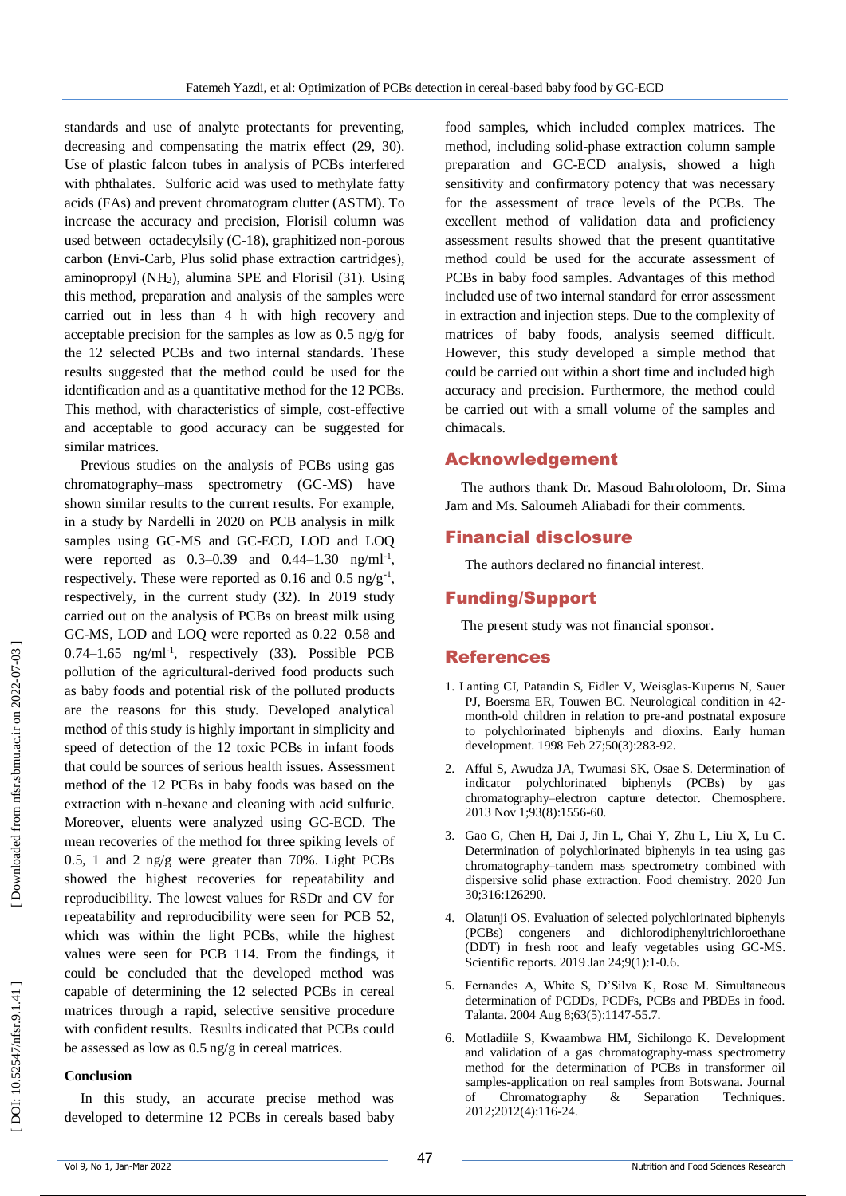standards and use of analyte protectants for preventing, decreasing and compensating the matrix effect (29, 30). Use of plastic falcon tubes in analysis of PCBs interfered with phthalates. Sulforic acid was used to methylate fatty acids (FAs) and prevent chromatogram clutter (ASTM). To increase the accuracy and precision, Florisil column was used between octadecylsily (C-18), graphitized non-porous carbon (Envi-Carb, Plus solid phase extraction cartridges), aminopropyl ($NH_2$), alumina SPE and Florisil (31). Using this method, preparation and analysis of the samples were carried out in less than 4 h with high recovery and acceptable precision for the samples as low as 0.5 ng/g for the 12 selected PCBs and two internal standards. These results suggested that the method could be used for the identification and as a quantitative method for the 12 PCBs. This method, with characteristics of simple, cost-effective and acceptable to good accuracy can be suggested for similar matrices.

Previous studies on the analysis of PCBs using gas chromatography–mass spectrometry (GC-MS) have shown similar results to the current results. For example, in a study by Nardelli in 2020 on PCB analysis in milk samples using GC-MS and GC-ECD, LOD and LOQ were reported as 0.3–0.39 and 0.44–1.30 $ng/ml^{-1}$, respectively. These were reported as 0.16 and 0.5 $ng/g^{-1}$, respectively, in the current study (32). In 2019 study carried out on the analysis of PCBs on breast milk using GC-MS, LOD and LOQ were reported as 0.22–0.58 and 0.74–1.65 $ng/ml^{-1}$, respectively (33). Possible PCB pollution of the agricultural-derived food products such as baby foods and potential risk of the polluted products are the reasons for this study. Developed analytical method of this study is highly important in simplicity and speed of detection of the 12 toxic PCBs in infant foods that could be sources of serious health issues. Assessment method of the 12 PCBs in baby foods was based on the extraction with n-hexane and cleaning with acid sulfuric. Moreover, eluents were analyzed using GC-ECD. The mean recoveries of the method for three spiking levels of 0.5, 1 and 2 ng/g were greater than 70%. Light PCBs showed the highest recoveries for repeatability and reproducibility. The lowest values for RSDr and CV for repeatability and reproducibility were seen for PCB 52, which was within the light PCBs, while the highest values were seen for PCB 114. From the findings, it could be concluded that the developed method was capable of determining the 12 selected PCBs in cereal matrices through a rapid, selective sensitive procedure with confident results. Results indicated that PCBs could be assessed as low as 0.5 ng/g in cereal matrices.

### Conclusion

In this study, an accurate precise method was developed to determine 12 PCBs in cereals based baby food samples, which included complex matrices. The method, including solid-phase extraction column sample preparation and GC-ECD analysis, showed a high sensitivity and confirmatory potency that was necessary for the assessment of trace levels of the PCBs. The excellent method of validation data and proficiency assessment results showed that the present quantitative method could be used for the accurate assessment of PCBs in baby food samples. Advantages of this method included use of two internal standard for error assessment in extraction and injection steps. Due to the complexity of matrices of baby foods, analysis seemed difficult. However, this study developed a simple method that could be carried out within a short time and included high accuracy and precision. Furthermore, the method could be carried out with a small volume of the samples and chimacals.

## Acknowledgement

The authors thank Dr. Masoud Bahrololoom, Dr. Sima Jam and Ms. Saloumeh Aliabadi for their comments.

## Financial disclosure

The authors declared no financial interest.

## Funding/Support

The present study was not financial sponsor.

## References

1. Lanting CI, Patandin S, Fidler V, Weisglas-Kuperus N, Sauer PJ, Boersma ER, Touwen BC. Neurological condition in 42-month-old children in relation to pre-and postnatal exposure to polychlorinated biphenyls and dioxins. Early human development. 1998 Feb 27;50(3):283-92.
2. Afful S, Awudza JA, Twumasi SK, Osae S. Determination of indicator polychlorinated biphenyls (PCBs) by gas chromatography–electron capture detector. Chemosphere. 2013 Nov 1;93(8):1556-60.
3. Gao G, Chen H, Dai J, Jin L, Chai Y, Zhu L, Liu X, Lu C. Determination of polychlorinated biphenyls in tea using gas chromatography–tandem mass spectrometry combined with dispersive solid phase extraction. Food chemistry. 2020 Jun 30;316:126290.
4. Olatunji OS. Evaluation of selected polychlorinated biphenyls (PCBs) congeners and dichlorodiphenyltrichloroethane (DDT) in fresh root and leafy vegetables using GC-MS. Scientific reports. 2019 Jan 24;9(1):1-0.6.
5. Fernandes A, White S, D'Silva K, Rose M. Simultaneous determination of PCDDs, PCDFs, PCBs and PBDEs in food. Talanta. 2004 Aug 8;63(5):1147-55.7.
6. Motladiile S, Kwaambwa HM, Sichilongo K. Development and validation of a gas chromatography-mass spectrometry method for the determination of PCBs in transformer oil samples-application on real samples from Botswana. Journal of Chromatography & Separation Techniques. 2012;2012(4):116-24.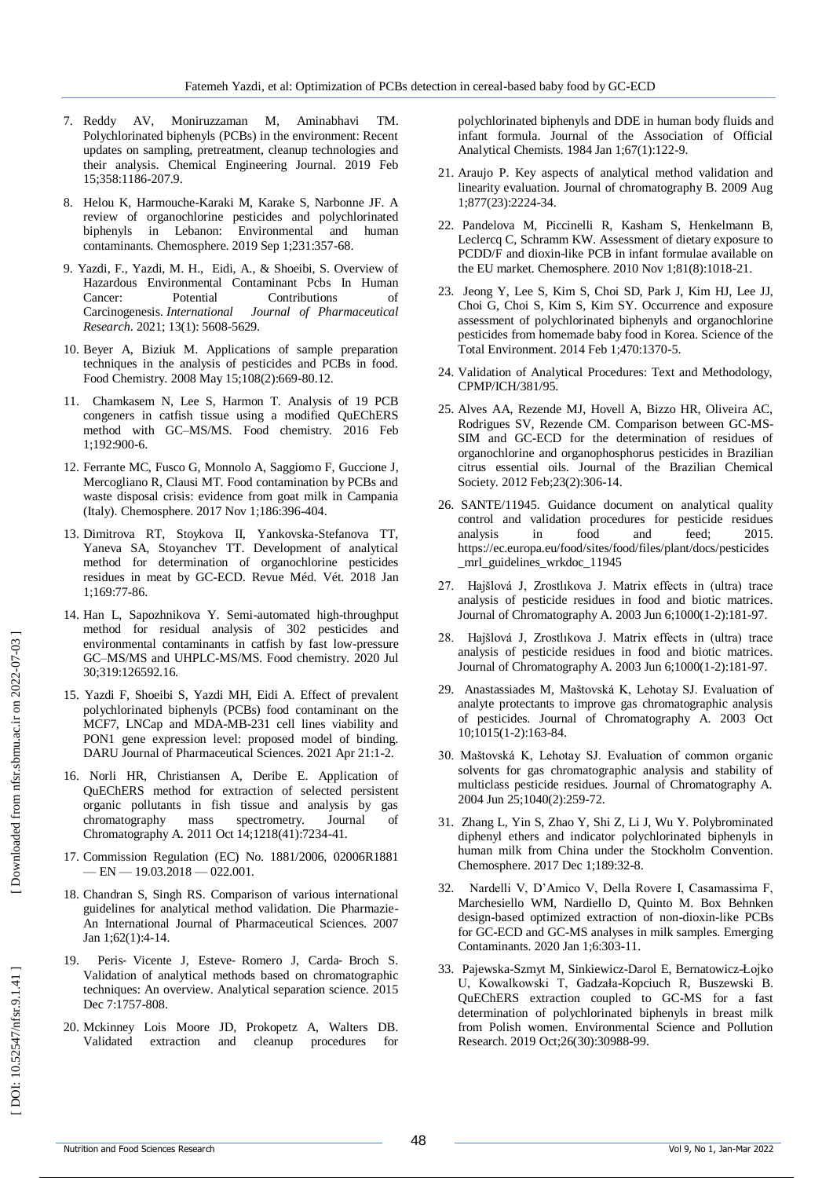7. Reddy AV, Moniruzzaman M, Aminabhavi TM. Polychlorinated biphenyls (PCBs) in the environment: Recent updates on sampling, pretreatment, cleanup technologies and their analysis. Chemical Engineering Journal. 2019 Feb 15;358:1186-207.9.

8. Helou K, Harmouche-Karaki M, Karake S, Narbonne JF. A review of organochlorine pesticides and polychlorinated biphenyls in Lebanon: Environmental and human contaminants. Chemosphere. 2019 Sep 1;231:357-68.

9. Yazdi, F., Yazdi, M. H., Eidi, A., & Shoeibi, S. Overview of Hazardous Environmental Contaminant Pcbs In Human Cancer: Potential Contributions of Carcinogenesis. *International Journal of Pharmaceutical Research*. 2021; 13(1): 5608-5629.

10. Beyer A, Biziuk M. Applications of sample preparation techniques in the analysis of pesticides and PCBs in food. Food Chemistry. 2008 May 15;108(2):669-80.12.

11. Chamkasem N, Lee S, Harmon T. Analysis of 19 PCB congeners in catfish tissue using a modified QuEChERS method with GC–MS/MS. Food chemistry. 2016 Feb 1;192:900-6.

12. Ferrante MC, Fusco G, Monnolo A, Saggiomo F, Guccione J, Mercogliano R, Clausi MT. Food contamination by PCBs and waste disposal crisis: evidence from goat milk in Campania (Italy). Chemosphere. 2017 Nov 1;186:396-404.

13. Dimitrova RT, Stoykova II, Yankovska-Stefanova TT, Yaneva SA, Stoyanchev TT. Development of analytical method for determination of organochlorine pesticides residues in meat by GC-ECD. Revue Méd. Vét. 2018 Jan 1;169:77-86.

14. Han L, Sapozhnikova Y. Semi-automated high-throughput method for residual analysis of 302 pesticides and environmental contaminants in catfish by fast low-pressure GC–MS/MS and UHPLC-MS/MS. Food chemistry. 2020 Jul 30;319:126592.16.

15. Yazdi F, Shoeibi S, Yazdi MH, Eidi A. Effect of prevalent polychlorinated biphenyls (PCBs) food contaminant on the MCF7, LNCap and MDA-MB-231 cell lines viability and PON1 gene expression level: proposed model of binding. DARU Journal of Pharmaceutical Sciences. 2021 Apr 21:1-2.

16. Norli HR, Christiansen A, Deribe E. Application of QuEChERS method for extraction of selected persistent organic pollutants in fish tissue and analysis by gas chromatography mass spectrometry. Journal of Chromatography A. 2011 Oct 14;1218(41):7234-41.

17. Commission Regulation (EC) No. 1881/2006, 02006R1881 — EN — 19.03.2018 — 022.001.

18. Chandran S, Singh RS. Comparison of various international guidelines for analytical method validation. Die Pharmazie-An International Journal of Pharmaceutical Sciences. 2007 Jan 1;62(1):4-14.

19. Peris‐ Vicente J, Esteve‐ Romero J, Carda‐ Broch S. Validation of analytical methods based on chromatographic techniques: An overview. Analytical separation science. 2015 Dec 7:1757-808.

20. Mckinney Lois Moore JD, Prokopetz A, Walters DB. Validated extraction and cleanup procedures for polychlorinated biphenyls and DDE in human body fluids and infant formula. Journal of the Association of Official Analytical Chemists. 1984 Jan 1;67(1):122-9.

21. Araujo P. Key aspects of analytical method validation and linearity evaluation. Journal of chromatography B. 2009 Aug 1;877(23):2224-34.

22. Pandelova M, Piccinelli R, Kasham S, Henkelmann B, Leclercq C, Schramm KW. Assessment of dietary exposure to PCDD/F and dioxin-like PCB in infant formulae available on the EU market. Chemosphere. 2010 Nov 1;81(8):1018-21.

23. Jeong Y, Lee S, Kim S, Choi SD, Park J, Kim HJ, Lee JJ, Choi G, Choi S, Kim S, Kim SY. Occurrence and exposure assessment of polychlorinated biphenyls and organochlorine pesticides from homemade baby food in Korea. Science of the Total Environment. 2014 Feb 1;470:1370-5.

24. Validation of Analytical Procedures: Text and Methodology, CPMP/ICH/381/95.

25. Alves AA, Rezende MJ, Hovell A, Bizzo HR, Oliveira AC, Rodrigues SV, Rezende CM. Comparison between GC-MS-SIM and GC-ECD for the determination of residues of organochlorine and organophosphorus pesticides in Brazilian citrus essential oils. Journal of the Brazilian Chemical Society. 2012 Feb;23(2):306-14.

26. SANTE/11945. Guidance document on analytical quality control and validation procedures for pesticide residues analysis in food and feed; 2015. https://ec.europa.eu/food/sites/food/files/plant/docs/pesticides_mrl_guidelines_wrkdoc_11945

27. Hajšlová J, Zrostlıkova J. Matrix effects in (ultra) trace analysis of pesticide residues in food and biotic matrices. Journal of Chromatography A. 2003 Jun 6;1000(1-2):181-97.

28. Hajšlová J, Zrostlıkova J. Matrix effects in (ultra) trace analysis of pesticide residues in food and biotic matrices. Journal of Chromatography A. 2003 Jun 6;1000(1-2):181-97.

29. Anastassiades M, Maštovská K, Lehotay SJ. Evaluation of analyte protectants to improve gas chromatographic analysis of pesticides. Journal of Chromatography A. 2003 Oct 10;1015(1-2):163-84.

30. Maštovská K, Lehotay SJ. Evaluation of common organic solvents for gas chromatographic analysis and stability of multiclass pesticide residues. Journal of Chromatography A. 2004 Jun 25;1040(2):259-72.

31. Zhang L, Yin S, Zhao Y, Shi Z, Li J, Wu Y. Polybrominated diphenyl ethers and indicator polychlorinated biphenyls in human milk from China under the Stockholm Convention. Chemosphere. 2017 Dec 1;189:32-8.

32. Nardelli V, D'Amico V, Della Rovere I, Casamassima F, Marchesiello WM, Nardiello D, Quinto M. Box Behnken design-based optimized extraction of non-dioxin-like PCBs for GC-ECD and GC-MS analyses in milk samples. Emerging Contaminants. 2020 Jan 1;6:303-11.

33. Pajewska-Szmyt M, Sinkiewicz-Darol E, Bernatowicz-Łojko U, Kowalkowski T, Gadzała-Kopciuch R, Buszewski B. QuEChERS extraction coupled to GC-MS for a fast determination of polychlorinated biphenyls in breast milk from Polish women. Environmental Science and Pollution Research. 2019 Oct;26(30):30988-99.